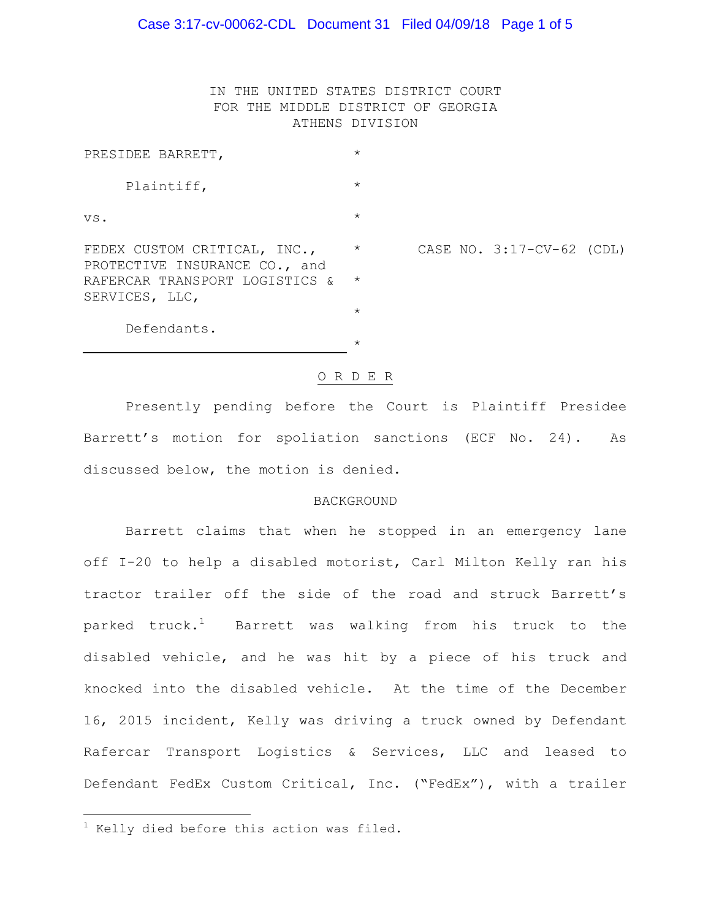IN THE UNITED STATES DISTRICT COURT
FOR THE MIDDLE DISTRICT OF GEORGIA
ATHENS DIVISION

| | | |
|---|---|---|
| PRESIDEE BARRETT, | * | |
| Plaintiff, | * | |
| vs. | * | |
| FEDEX CUSTOM CRITICAL, INC., PROTECTIVE INSURANCE CO., and RAFERCAR TRANSPORT LOGISTICS & SERVICES, LLC, | * | CASE NO. 3:17-CV-62 (CDL) |
| Defendants. | * | |

# O R D E R

Presently pending before the Court is Plaintiff Presidee Barrett's motion for spoliation sanctions (ECF No. 24). As discussed below, the motion is denied.

## BACKGROUND

Barrett claims that when he stopped in an emergency lane off I-20 to help a disabled motorist, Carl Milton Kelly ran his tractor trailer off the side of the road and struck Barrett's parked truck.[1] Barrett was walking from his truck to the disabled vehicle, and he was hit by a piece of his truck and knocked into the disabled vehicle. At the time of the December 16, 2015 incident, Kelly was driving a truck owned by Defendant Rafercar Transport Logistics & Services, LLC and leased to Defendant FedEx Custom Critical, Inc. ("FedEx"), with a trailer

[1] Kelly died before this action was filed.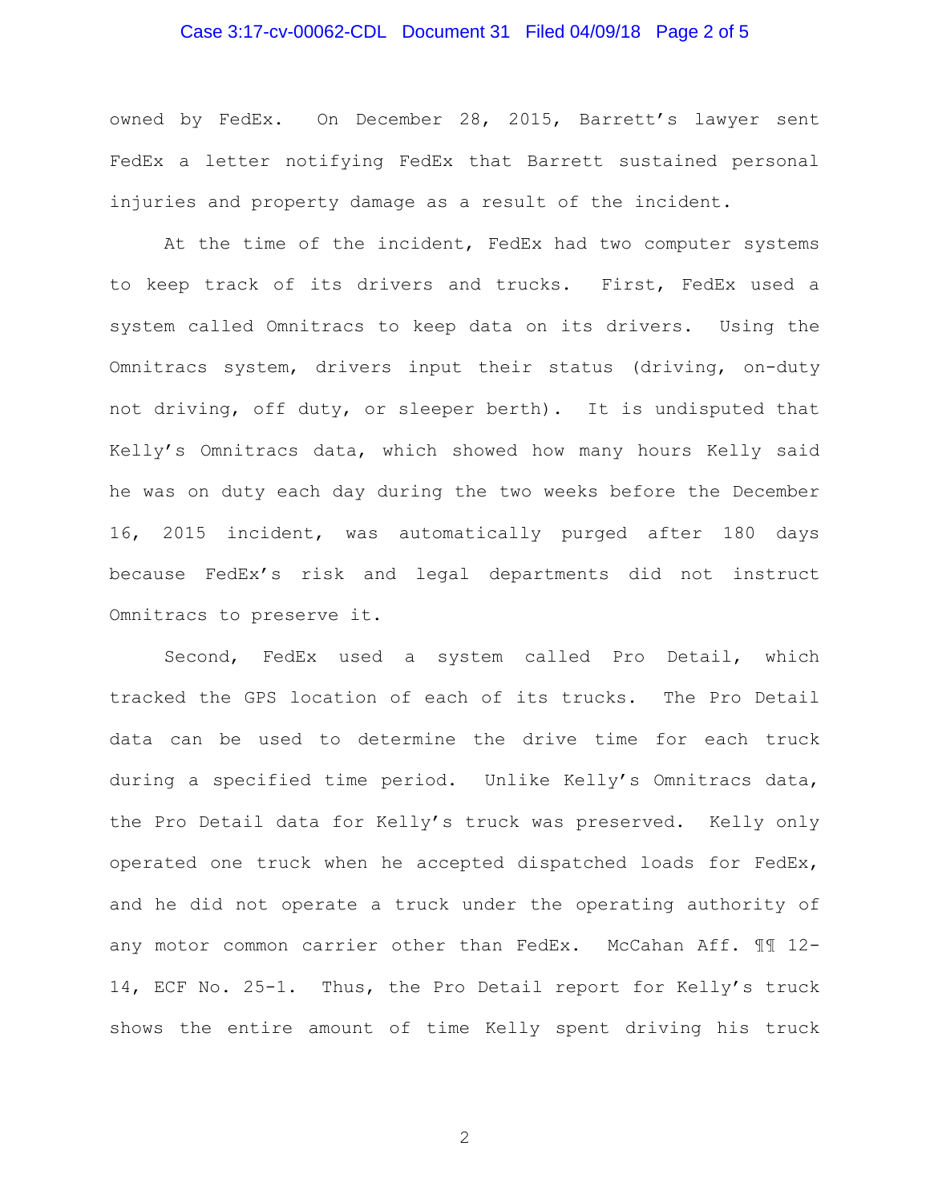owned by FedEx. On December 28, 2015, Barrett's lawyer sent FedEx a letter notifying FedEx that Barrett sustained personal injuries and property damage as a result of the incident.

At the time of the incident, FedEx had two computer systems to keep track of its drivers and trucks. First, FedEx used a system called Omnitracs to keep data on its drivers. Using the Omnitracs system, drivers input their status (driving, on-duty not driving, off duty, or sleeper berth). It is undisputed that Kelly's Omnitracs data, which showed how many hours Kelly said he was on duty each day during the two weeks before the December 16, 2015 incident, was automatically purged after 180 days because FedEx's risk and legal departments did not instruct Omnitracs to preserve it.

Second, FedEx used a system called Pro Detail, which tracked the GPS location of each of its trucks. The Pro Detail data can be used to determine the drive time for each truck during a specified time period. Unlike Kelly's Omnitracs data, the Pro Detail data for Kelly's truck was preserved. Kelly only operated one truck when he accepted dispatched loads for FedEx, and he did not operate a truck under the operating authority of any motor common carrier other than FedEx. McCahan Aff. ¶¶ 12-14, ECF No. 25-1. Thus, the Pro Detail report for Kelly's truck shows the entire amount of time Kelly spent driving his truck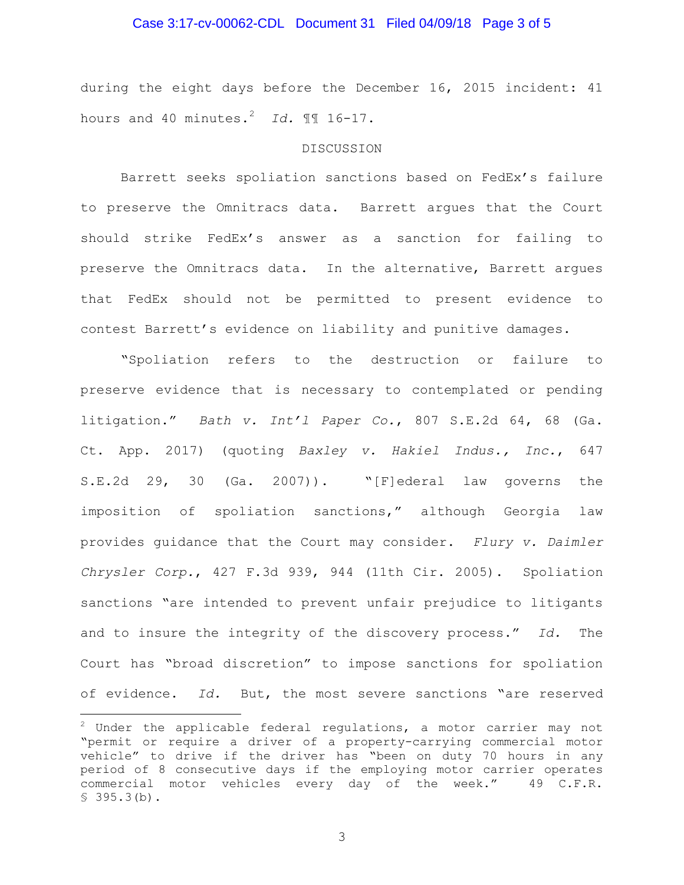during the eight days before the December 16, 2015 incident: 41 hours and 40 minutes.[2] *Id.* ¶¶ 16-17.

DISCUSSION

Barrett seeks spoliation sanctions based on FedEx's failure to preserve the Omnitracs data. Barrett argues that the Court should strike FedEx's answer as a sanction for failing to preserve the Omnitracs data. In the alternative, Barrett argues that FedEx should not be permitted to present evidence to contest Barrett's evidence on liability and punitive damages.

"Spoliation refers to the destruction or failure to preserve evidence that is necessary to contemplated or pending litigation." *Bath v. Int'l Paper Co.*, 807 S.E.2d 64, 68 (Ga. Ct. App. 2017) (quoting *Baxley v. Hakiel Indus., Inc.*, 647 S.E.2d 29, 30 (Ga. 2007)). "[F]ederal law governs the imposition of spoliation sanctions," although Georgia law provides guidance that the Court may consider. *Flury v. Daimler Chrysler Corp.*, 427 F.3d 939, 944 (11th Cir. 2005). Spoliation sanctions "are intended to prevent unfair prejudice to litigants and to insure the integrity of the discovery process." *Id.* The Court has "broad discretion" to impose sanctions for spoliation of evidence. *Id.* But, the most severe sanctions "are reserved

[2] Under the applicable federal regulations, a motor carrier may not "permit or require a driver of a property-carrying commercial motor vehicle" to drive if the driver has "been on duty 70 hours in any period of 8 consecutive days if the employing motor carrier operates commercial motor vehicles every day of the week." 49 C.F.R. § 395.3(b).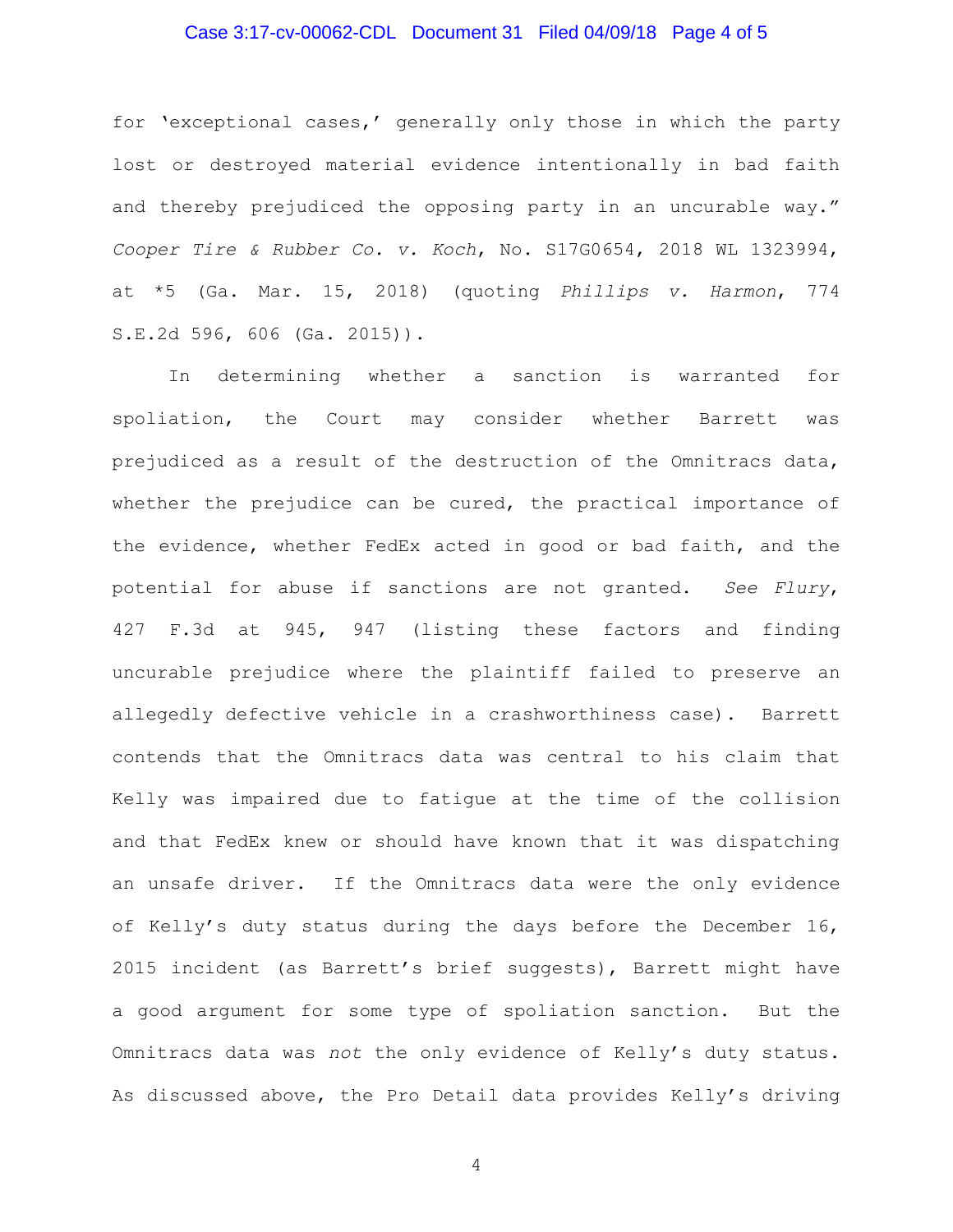for 'exceptional cases,' generally only those in which the party lost or destroyed material evidence intentionally in bad faith and thereby prejudiced the opposing party in an uncurable way." *Cooper Tire & Rubber Co. v. Koch*, No. S17G0654, 2018 WL 1323994, at *5 (Ga. Mar. 15, 2018) (quoting *Phillips v. Harmon*, 774 S.E.2d 596, 606 (Ga. 2015)).

In determining whether a sanction is warranted for spoliation, the Court may consider whether Barrett was prejudiced as a result of the destruction of the Omnitracs data, whether the prejudice can be cured, the practical importance of the evidence, whether FedEx acted in good or bad faith, and the potential for abuse if sanctions are not granted. *See Flury*, 427 F.3d at 945, 947 (listing these factors and finding uncurable prejudice where the plaintiff failed to preserve an allegedly defective vehicle in a crashworthiness case). Barrett contends that the Omnitracs data was central to his claim that Kelly was impaired due to fatigue at the time of the collision and that FedEx knew or should have known that it was dispatching an unsafe driver. If the Omnitracs data were the only evidence of Kelly's duty status during the days before the December 16, 2015 incident (as Barrett's brief suggests), Barrett might have a good argument for some type of spoliation sanction. But the Omnitracs data was *not* the only evidence of Kelly's duty status. As discussed above, the Pro Detail data provides Kelly's driving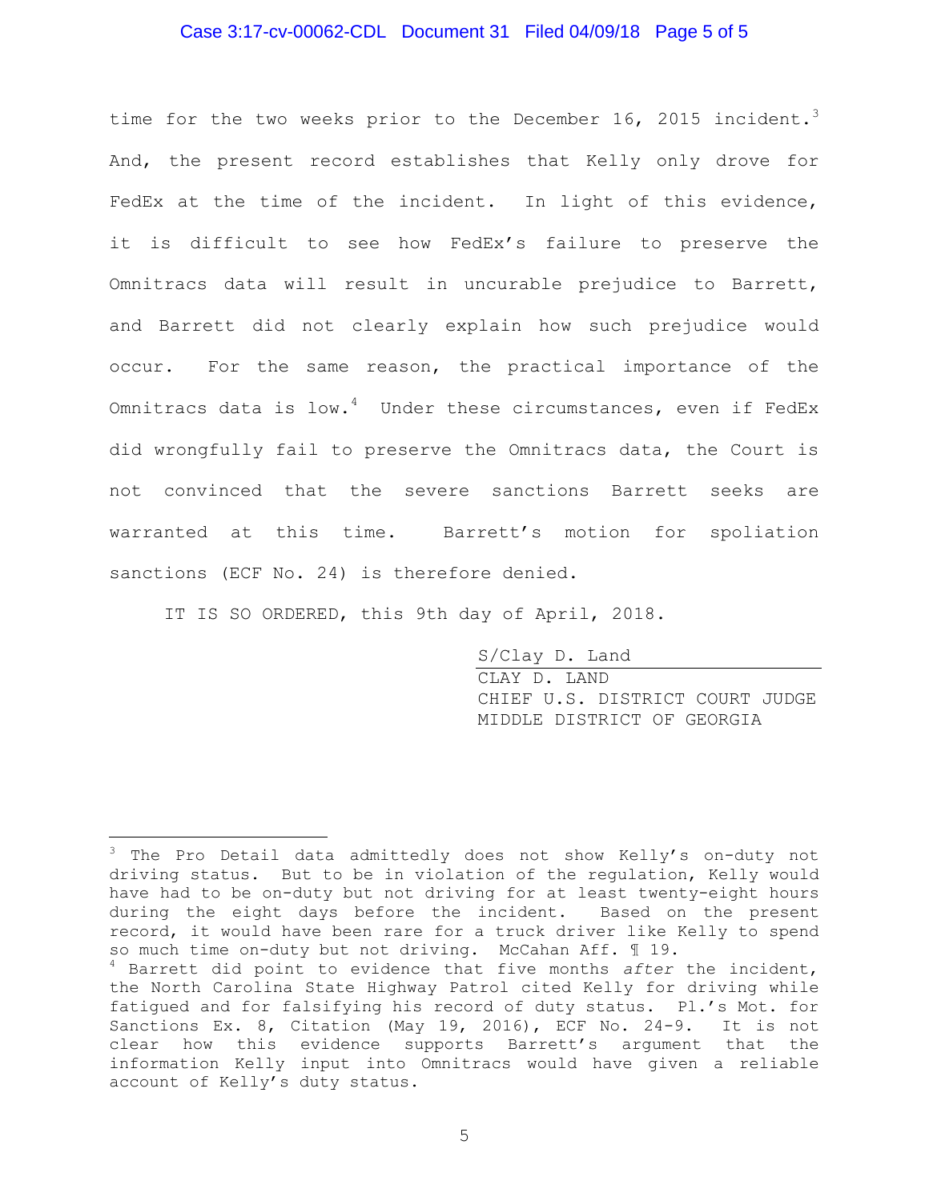time for the two weeks prior to the December 16, 2015 incident.[3] And, the present record establishes that Kelly only drove for FedEx at the time of the incident. In light of this evidence, it is difficult to see how FedEx's failure to preserve the Omnitracs data will result in uncurable prejudice to Barrett, and Barrett did not clearly explain how such prejudice would occur. For the same reason, the practical importance of the Omnitracs data is low.[4] Under these circumstances, even if FedEx did wrongfully fail to preserve the Omnitracs data, the Court is not convinced that the severe sanctions Barrett seeks are warranted at this time. Barrett's motion for spoliation sanctions (ECF No. 24) is therefore denied.

IT IS SO ORDERED, this 9th day of April, 2018.

S/Clay D. Land
CLAY D. LAND
CHIEF U.S. DISTRICT COURT JUDGE
MIDDLE DISTRICT OF GEORGIA

---

[3] The Pro Detail data admittedly does not show Kelly's on-duty not driving status. But to be in violation of the regulation, Kelly would have had to be on-duty but not driving for at least twenty-eight hours during the eight days before the incident. Based on the present record, it would have been rare for a truck driver like Kelly to spend so much time on-duty but not driving. McCahan Aff. ¶ 19.

[4] Barrett did point to evidence that five months *after* the incident, the North Carolina State Highway Patrol cited Kelly for driving while fatigued and for falsifying his record of duty status. Pl.'s Mot. for Sanctions Ex. 8, Citation (May 19, 2016), ECF No. 24-9. It is not clear how this evidence supports Barrett's argument that the information Kelly input into Omnitracs would have given a reliable account of Kelly's duty status.